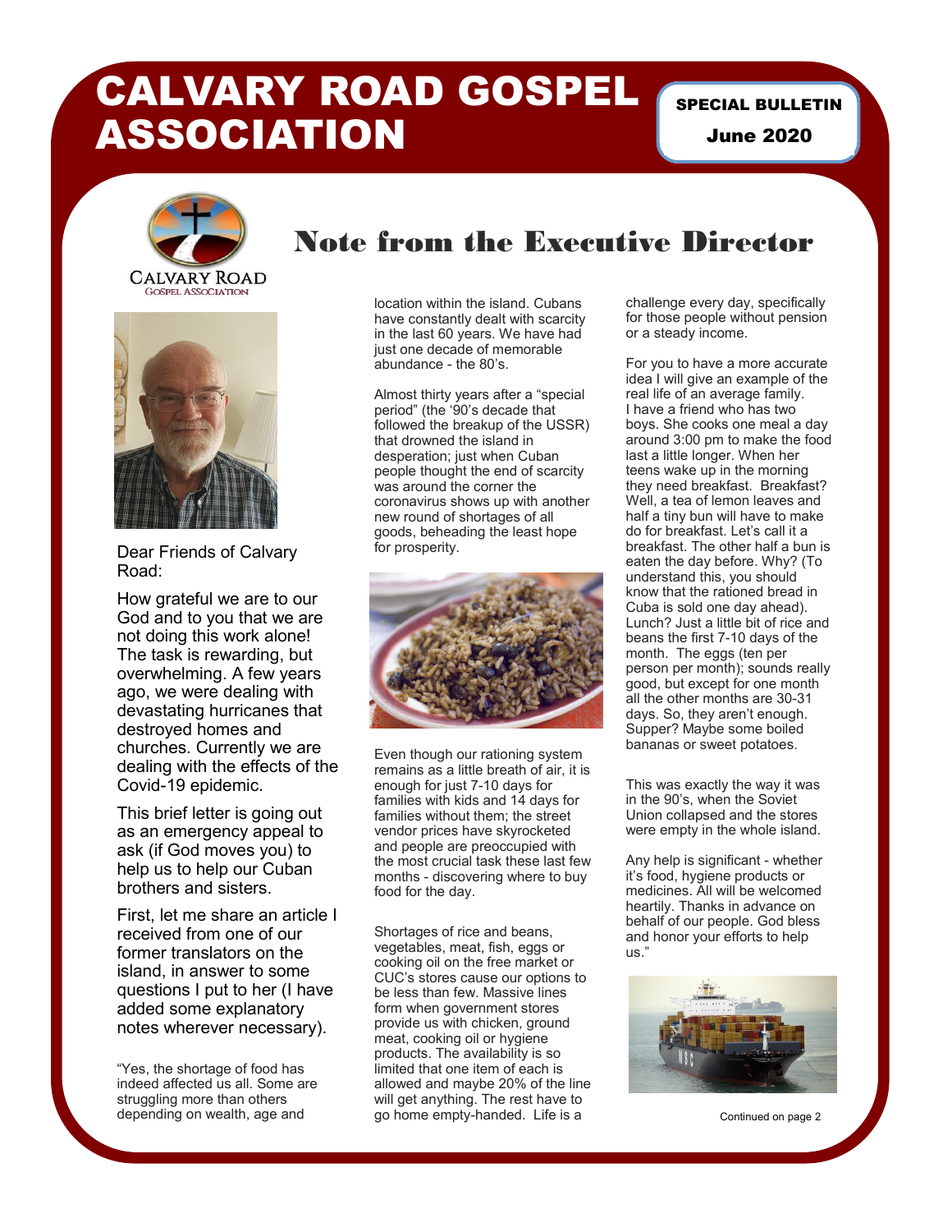# CALVARY ROAD GOSPEL ASSOCIATION

SPECIAL BULLETIN

June 2020

## Note from the Executive Director

Dear Friends of Calvary Road:

How grateful we are to our God and to you that we are not doing this work alone! The task is rewarding, but overwhelming. A few years ago, we were dealing with devastating hurricanes that destroyed homes and churches. Currently we are dealing with the effects of the Covid-19 epidemic.

This brief letter is going out as an emergency appeal to ask (if God moves you) to help us to help our Cuban brothers and sisters.

First, let me share an article I received from one of our former translators on the island, in answer to some questions I put to her (I have added some explanatory notes wherever necessary).

"Yes, the shortage of food has indeed affected us all. Some are struggling more than others depending on wealth, age and location within the island. Cubans have constantly dealt with scarcity in the last 60 years. We have had just one decade of memorable abundance - the 80's.

Almost thirty years after a "special period" (the '90's decade that followed the breakup of the USSR) that drowned the island in desperation; just when Cuban people thought the end of scarcity was around the corner the coronavirus shows up with another new round of shortages of all goods, beheading the least hope for prosperity.

Even though our rationing system remains as a little breath of air, it is enough for just 7-10 days for families with kids and 14 days for families without them; the street vendor prices have skyrocketed and people are preoccupied with the most crucial task these last few months - discovering where to buy food for the day.

Shortages of rice and beans, vegetables, meat, fish, eggs or cooking oil on the free market or CUC's stores cause our options to be less than few. Massive lines form when government stores provide us with chicken, ground meat, cooking oil or hygiene products. The availability is so limited that one item of each is allowed and maybe 20% of the line will get anything. The rest have to go home empty-handed. Life is a challenge every day, specifically for those people without pension or a steady income.

For you to have a more accurate idea I will give an example of the real life of an average family. I have a friend who has two boys. She cooks one meal a day around 3:00 pm to make the food last a little longer. When her teens wake up in the morning they need breakfast. Breakfast? Well, a tea of lemon leaves and half a tiny bun will have to make do for breakfast. Let's call it a breakfast. The other half a bun is eaten the day before. Why? (To understand this, you should know that the rationed bread in Cuba is sold one day ahead). Lunch? Just a little bit of rice and beans the first 7-10 days of the month. The eggs (ten per person per month); sounds really good, but except for one month all the other months are 30-31 days. So, they aren't enough. Supper? Maybe some boiled bananas or sweet potatoes.

This was exactly the way it was in the 90's, when the Soviet Union collapsed and the stores were empty in the whole island.

Any help is significant - whether it's food, hygiene products or medicines. All will be welcomed heartily. Thanks in advance on behalf of our people. God bless and honor your efforts to help us."

Continued on page 2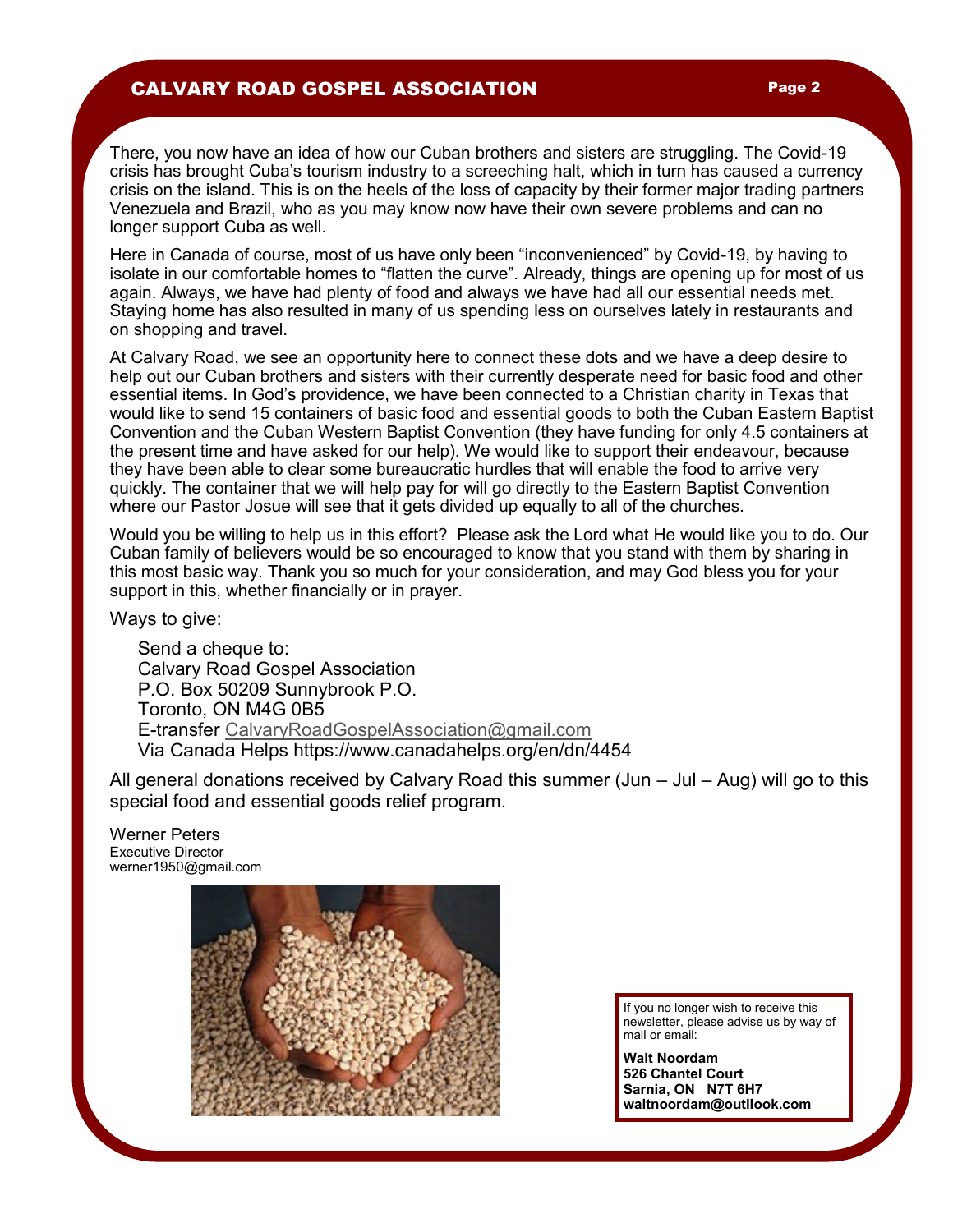There, you now have an idea of how our Cuban brothers and sisters are struggling. The Covid-19 crisis has brought Cuba's tourism industry to a screeching halt, which in turn has caused a currency crisis on the island. This is on the heels of the loss of capacity by their former major trading partners Venezuela and Brazil, who as you may know now have their own severe problems and can no longer support Cuba as well.

Here in Canada of course, most of us have only been "inconvenienced" by Covid-19, by having to isolate in our comfortable homes to "flatten the curve". Already, things are opening up for most of us again. Always, we have had plenty of food and always we have had all our essential needs met. Staying home has also resulted in many of us spending less on ourselves lately in restaurants and on shopping and travel.

At Calvary Road, we see an opportunity here to connect these dots and we have a deep desire to help out our Cuban brothers and sisters with their currently desperate need for basic food and other essential items. In God's providence, we have been connected to a Christian charity in Texas that would like to send 15 containers of basic food and essential goods to both the Cuban Eastern Baptist Convention and the Cuban Western Baptist Convention (they have funding for only 4.5 containers at the present time and have asked for our help). We would like to support their endeavour, because they have been able to clear some bureaucratic hurdles that will enable the food to arrive very quickly. The container that we will help pay for will go directly to the Eastern Baptist Convention where our Pastor Josue will see that it gets divided up equally to all of the churches.

Would you be willing to help us in this effort? Please ask the Lord what He would like you to do. Our Cuban family of believers would be so encouraged to know that you stand with them by sharing in this most basic way. Thank you so much for your consideration, and may God bless you for your support in this, whether financially or in prayer.

Ways to give:

Send a cheque to:
Calvary Road Gospel Association
P.O. Box 50209 Sunnybrook P.O.
Toronto, ON M4G 0B5
E-transfer CalvaryRoadGospelAssociation@gmail.com
Via Canada Helps https://www.canadahelps.org/en/dn/4454

All general donations received by Calvary Road this summer (Jun – Jul – Aug) will go to this special food and essential goods relief program.

Werner Peters
Executive Director
werner1950@gmail.com

If you no longer wish to receive this newsletter, please advise us by way of mail or email:

**Walt Noordam**
**526 Chantel Court**
**Sarnia, ON N7T 6H7**
**waltnoordam@outllook.com**